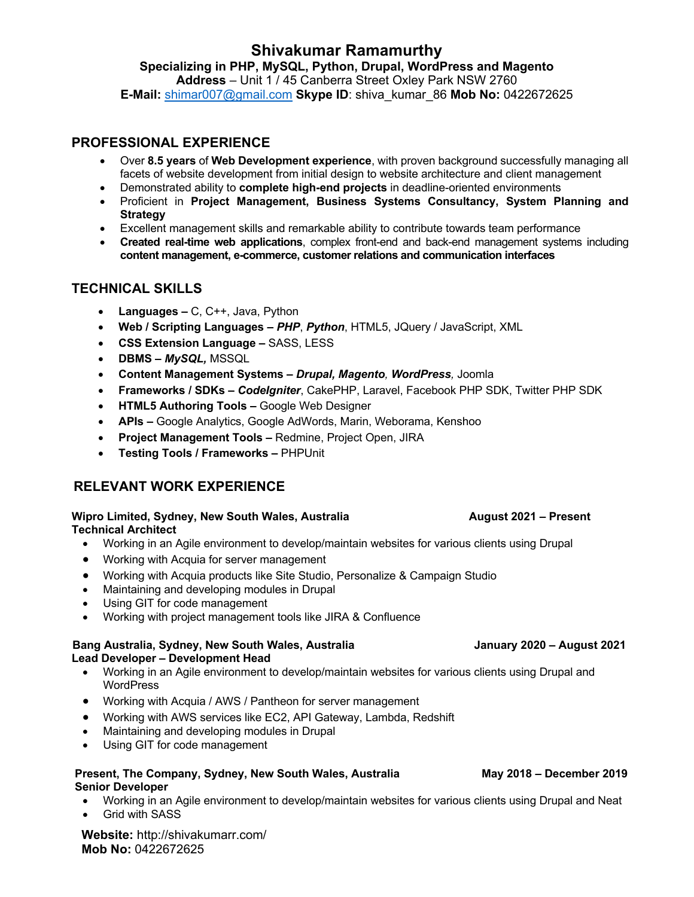# Shivakumar Ramamurthy

**Specializing in PHP, MySQL, Python, Drupal, WordPress and Magento**
**Address** – Unit 1 / 45 Canberra Street Oxley Park NSW 2760
**E-Mail:** shimar007@gmail.com **Skype ID**: shiva_kumar_86 **Mob No:** 0422672625

## PROFESSIONAL EXPERIENCE

- Over **8.5 years** of **Web Development experience**, with proven background successfully managing all facets of website development from initial design to website architecture and client management
- Demonstrated ability to **complete high-end projects** in deadline-oriented environments
- Proficient in **Project Management, Business Systems Consultancy, System Planning and Strategy**
- Excellent management skills and remarkable ability to contribute towards team performance
- **Created real-time web applications**, complex front-end and back-end management systems including **content management, e-commerce, customer relations and communication interfaces**

## TECHNICAL SKILLS

- **Languages –** C, C++, Java, Python
- **Web / Scripting Languages –** ***PHP***, ***Python***, HTML5, JQuery / JavaScript, XML
- **CSS Extension Language –** SASS, LESS
- **DBMS –** ***MySQL,*** MSSQL
- **Content Management Systems –** ***Drupal, Magento, WordPress,*** Joomla
- **Frameworks / SDKs –** ***CodeIgniter***, CakePHP, Laravel, Facebook PHP SDK, Twitter PHP SDK
- **HTML5 Authoring Tools –** Google Web Designer
- **APIs –** Google Analytics, Google AdWords, Marin, Weborama, Kenshoo
- **Project Management Tools –** Redmine, Project Open, JIRA
- **Testing Tools / Frameworks –** PHPUnit

## RELEVANT WORK EXPERIENCE

**Wipro Limited, Sydney, New South Wales, Australia** — **August 2021 – Present**
**Technical Architect**

- Working in an Agile environment to develop/maintain websites for various clients using Drupal
- Working with Acquia for server management
- Working with Acquia products like Site Studio, Personalize & Campaign Studio
- Maintaining and developing modules in Drupal
- Using GIT for code management
- Working with project management tools like JIRA & Confluence

**Bang Australia, Sydney, New South Wales, Australia** — **January 2020 – August 2021**
**Lead Developer – Development Head**

- Working in an Agile environment to develop/maintain websites for various clients using Drupal and WordPress
- Working with Acquia / AWS / Pantheon for server management
- Working with AWS services like EC2, API Gateway, Lambda, Redshift
- Maintaining and developing modules in Drupal
- Using GIT for code management

**Present, The Company, Sydney, New South Wales, Australia** — **May 2018 – December 2019**
**Senior Developer**

- Working in an Agile environment to develop/maintain websites for various clients using Drupal and Neat
- Grid with SASS

**Website:** http://shivakumarr.com/
**Mob No:** 0422672625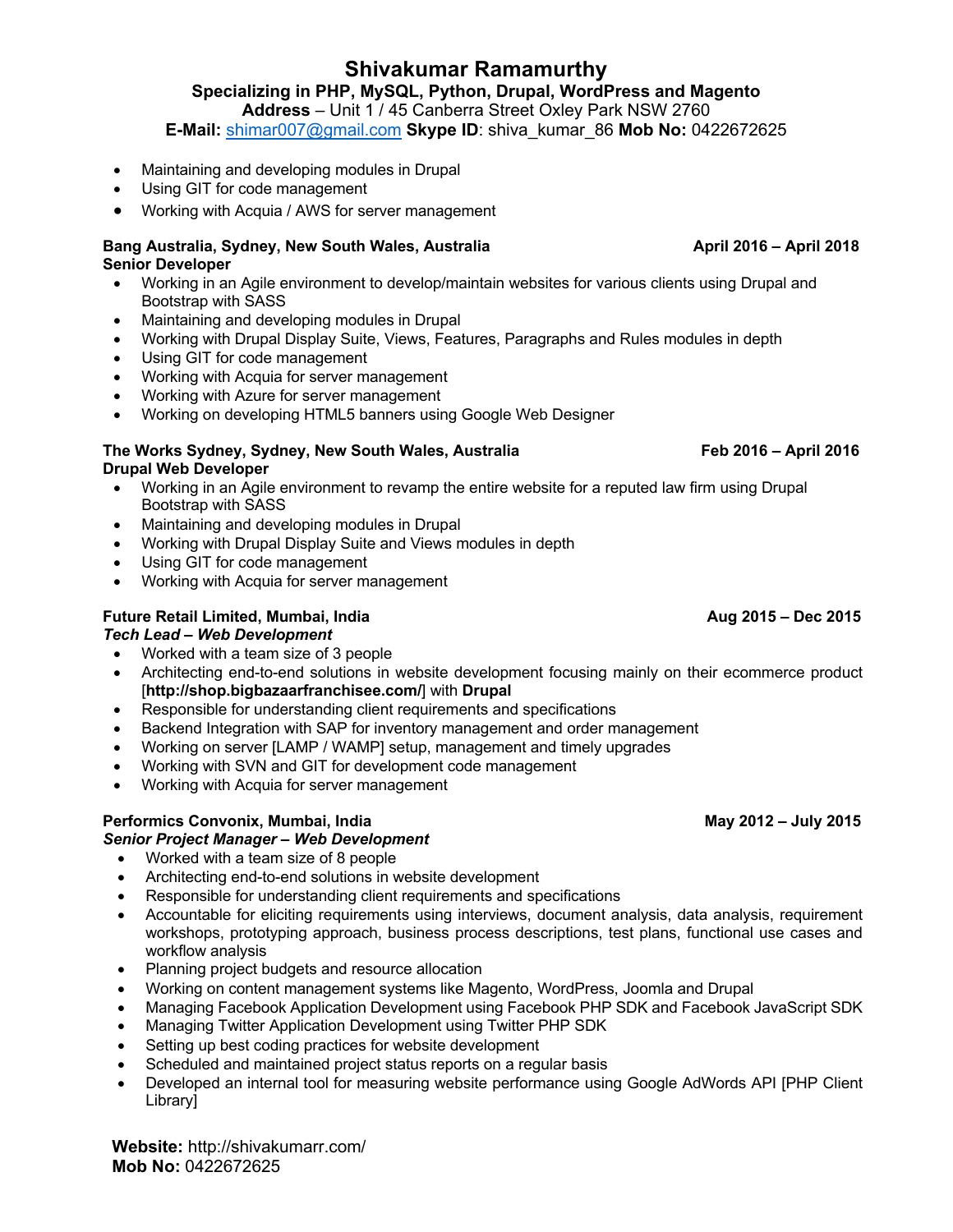# Shivakumar Ramamurthy

**Specializing in PHP, MySQL, Python, Drupal, WordPress and Magento**

**Address** – Unit 1 / 45 Canberra Street Oxley Park NSW 2760

**E-Mail:** shimar007@gmail.com **Skype ID**: shiva_kumar_86 **Mob No:** 0422672625

- Maintaining and developing modules in Drupal
- Using GIT for code management
- Working with Acquia / AWS for server management

**Bang Australia, Sydney, New South Wales, Australia** — **April 2016 – April 2018**
**Senior Developer**

- Working in an Agile environment to develop/maintain websites for various clients using Drupal and Bootstrap with SASS
- Maintaining and developing modules in Drupal
- Working with Drupal Display Suite, Views, Features, Paragraphs and Rules modules in depth
- Using GIT for code management
- Working with Acquia for server management
- Working with Azure for server management
- Working on developing HTML5 banners using Google Web Designer

**The Works Sydney, Sydney, New South Wales, Australia** — **Feb 2016 – April 2016**
**Drupal Web Developer**

- Working in an Agile environment to revamp the entire website for a reputed law firm using Drupal Bootstrap with SASS
- Maintaining and developing modules in Drupal
- Working with Drupal Display Suite and Views modules in depth
- Using GIT for code management
- Working with Acquia for server management

**Future Retail Limited, Mumbai, India** — **Aug 2015 – Dec 2015**
***Tech Lead – Web Development***

- Worked with a team size of 3 people
- Architecting end-to-end solutions in website development focusing mainly on their ecommerce product [**http://shop.bigbazaarfranchisee.com/**] with **Drupal**
- Responsible for understanding client requirements and specifications
- Backend Integration with SAP for inventory management and order management
- Working on server [LAMP / WAMP] setup, management and timely upgrades
- Working with SVN and GIT for development code management
- Working with Acquia for server management

**Performics Convonix, Mumbai, India** — **May 2012 – July 2015**
***Senior Project Manager – Web Development***

- Worked with a team size of 8 people
- Architecting end-to-end solutions in website development
- Responsible for understanding client requirements and specifications
- Accountable for eliciting requirements using interviews, document analysis, data analysis, requirement workshops, prototyping approach, business process descriptions, test plans, functional use cases and workflow analysis
- Planning project budgets and resource allocation
- Working on content management systems like Magento, WordPress, Joomla and Drupal
- Managing Facebook Application Development using Facebook PHP SDK and Facebook JavaScript SDK
- Managing Twitter Application Development using Twitter PHP SDK
- Setting up best coding practices for website development
- Scheduled and maintained project status reports on a regular basis
- Developed an internal tool for measuring website performance using Google AdWords API [PHP Client Library]

**Website:** http://shivakumarr.com/
**Mob No:** 0422672625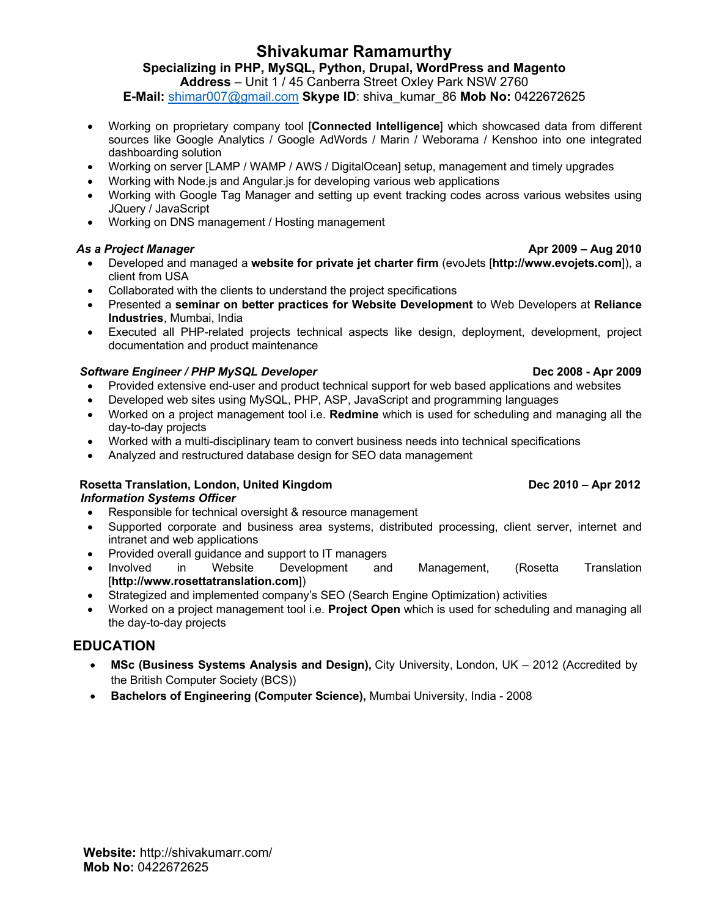# Shivakumar Ramamurthy

**Specializing in PHP, MySQL, Python, Drupal, WordPress and Magento**
**Address** – Unit 1 / 45 Canberra Street Oxley Park NSW 2760
**E-Mail:** shimar007@gmail.com **Skype ID**: shiva_kumar_86 **Mob No:** 0422672625

- Working on proprietary company tool [**Connected Intelligence**] which showcased data from different sources like Google Analytics / Google AdWords / Marin / Weborama / Kenshoo into one integrated dashboarding solution
- Working on server [LAMP / WAMP / AWS / DigitalOcean] setup, management and timely upgrades
- Working with Node.js and Angular.js for developing various web applications
- Working with Google Tag Manager and setting up event tracking codes across various websites using JQuery / JavaScript
- Working on DNS management / Hosting management

***As a Project Manager*** **Apr 2009 – Aug 2010**

- Developed and managed a **website for private jet charter firm** (evoJets [**http://www.evojets.com**]), a client from USA
- Collaborated with the clients to understand the project specifications
- Presented a **seminar on better practices for Website Development** to Web Developers at **Reliance Industries**, Mumbai, India
- Executed all PHP-related projects technical aspects like design, deployment, development, project documentation and product maintenance

***Software Engineer / PHP MySQL Developer*** **Dec 2008 - Apr 2009**

- Provided extensive end-user and product technical support for web based applications and websites
- Developed web sites using MySQL, PHP, ASP, JavaScript and programming languages
- Worked on a project management tool i.e. **Redmine** which is used for scheduling and managing all the day-to-day projects
- Worked with a multi-disciplinary team to convert business needs into technical specifications
- Analyzed and restructured database design for SEO data management

**Rosetta Translation, London, United Kingdom** **Dec 2010 – Apr 2012**
***Information Systems Officer***

- Responsible for technical oversight & resource management
- Supported corporate and business area systems, distributed processing, client server, internet and intranet and web applications
- Provided overall guidance and support to IT managers
- Involved in Website Development and Management, (Rosetta Translation [**http://www.rosettatranslation.com**])
- Strategized and implemented company's SEO (Search Engine Optimization) activities
- Worked on a project management tool i.e. **Project Open** which is used for scheduling and managing all the day-to-day projects

## EDUCATION

- **MSc (Business Systems Analysis and Design),** City University, London, UK – 2012 (Accredited by the British Computer Society (BCS))
- **Bachelors of Engineering (Computer Science),** Mumbai University, India - 2008

**Website:** http://shivakumarr.com/
**Mob No:** 0422672625